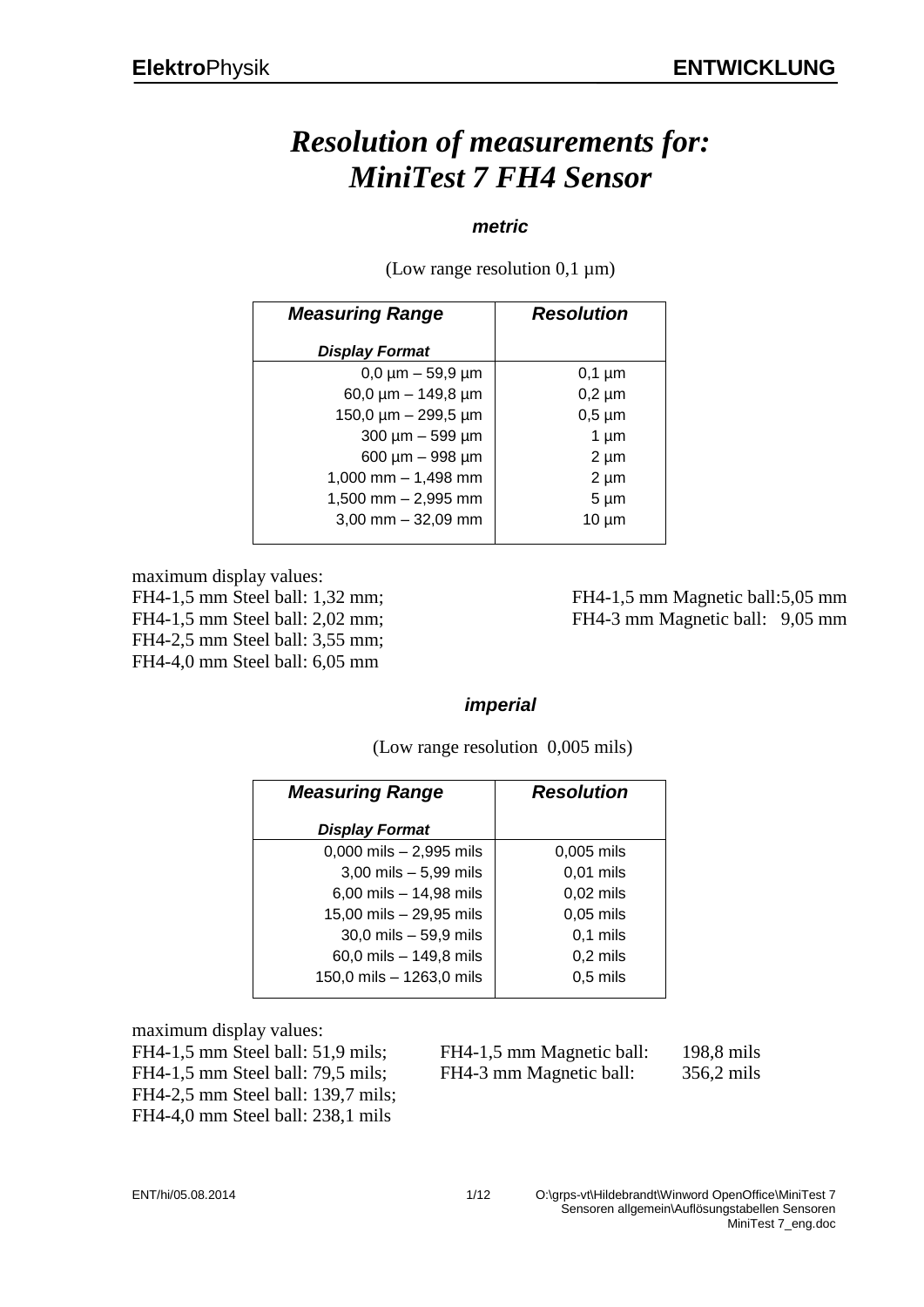# *Resolution of measurements for: MiniTest 7 FH4 Sensor*

### *metric*

(Low range resolution 0,1 µm)

| *Measuring Range*<br><br>*Display Format* | *Resolution* |
|---|---|
| 0,0 µm – 59,9 µm | 0,1 µm |
| 60,0 µm – 149,8 µm | 0,2 µm |
| 150,0 µm – 299,5 µm | 0,5 µm |
| 300 µm – 599 µm | 1 µm |
| 600 µm – 998 µm | 2 µm |
| 1,000 mm – 1,498 mm | 2 µm |
| 1,500 mm – 2,995 mm | 5 µm |
| 3,00 mm – 32,09 mm | 10 µm |

maximum display values:

FH4-1,5 mm Steel ball: 1,32 mm;
FH4-1,5 mm Steel ball: 2,02 mm;
FH4-2,5 mm Steel ball: 3,55 mm;
FH4-4,0 mm Steel ball: 6,05 mm

FH4-1,5 mm Magnetic ball:5,05 mm
FH4-3 mm Magnetic ball: 9,05 mm

### *imperial*

(Low range resolution 0,005 mils)

| *Measuring Range*<br><br>*Display Format* | *Resolution* |
|---|---|
| 0,000 mils – 2,995 mils | 0,005 mils |
| 3,00 mils – 5,99 mils | 0,01 mils |
| 6,00 mils – 14,98 mils | 0,02 mils |
| 15,00 mils – 29,95 mils | 0,05 mils |
| 30,0 mils – 59,9 mils | 0,1 mils |
| 60,0 mils – 149,8 mils | 0,2 mils |
| 150,0 mils – 1263,0 mils | 0,5 mils |

maximum display values:

FH4-1,5 mm Steel ball: 51,9 mils;
FH4-1,5 mm Steel ball: 79,5 mils;
FH4-2,5 mm Steel ball: 139,7 mils;
FH4-4,0 mm Steel ball: 238,1 mils

FH4-1,5 mm Magnetic ball: 198,8 mils
FH4-3 mm Magnetic ball: 356,2 mils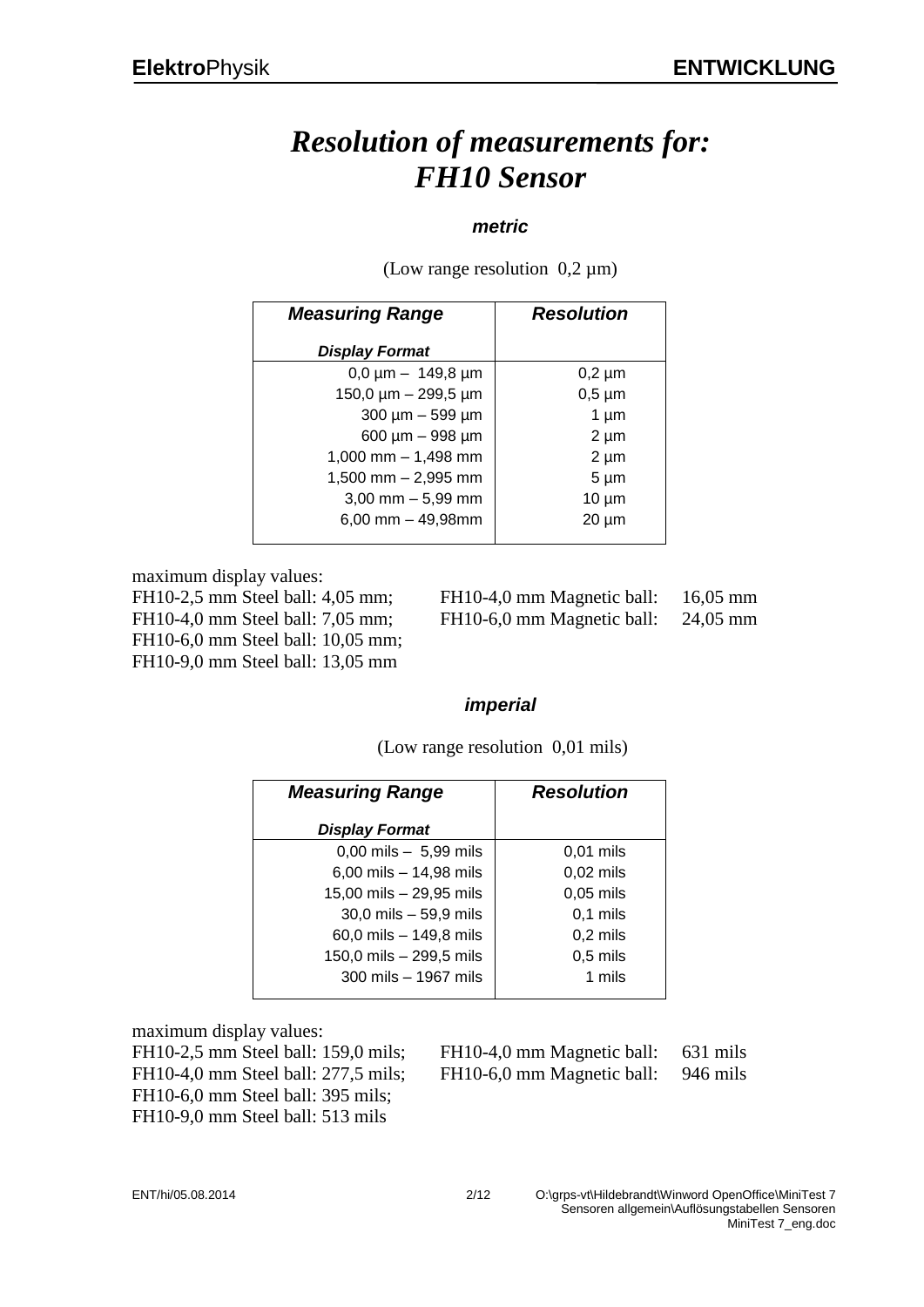# *Resolution of measurements for: FH10 Sensor*

### *metric*

(Low range resolution 0,2 µm)

| *Measuring Range*<br><br>*Display Format* | *Resolution* |
|---|---|
| 0,0 µm – 149,8 µm | 0,2 µm |
| 150,0 µm – 299,5 µm | 0,5 µm |
| 300 µm – 599 µm | 1 µm |
| 600 µm – 998 µm | 2 µm |
| 1,000 mm – 1,498 mm | 2 µm |
| 1,500 mm – 2,995 mm | 5 µm |
| 3,00 mm – 5,99 mm | 10 µm |
| 6,00 mm – 49,98mm | 20 µm |

maximum display values:

FH10-2,5 mm Steel ball: 4,05 mm;
FH10-4,0 mm Steel ball: 7,05 mm;
FH10-6,0 mm Steel ball: 10,05 mm;
FH10-9,0 mm Steel ball: 13,05 mm

FH10-4,0 mm Magnetic ball: 16,05 mm
FH10-6,0 mm Magnetic ball: 24,05 mm

### *imperial*

(Low range resolution 0,01 mils)

| *Measuring Range*<br><br>*Display Format* | *Resolution* |
|---|---|
| 0,00 mils – 5,99 mils | 0,01 mils |
| 6,00 mils – 14,98 mils | 0,02 mils |
| 15,00 mils – 29,95 mils | 0,05 mils |
| 30,0 mils – 59,9 mils | 0,1 mils |
| 60,0 mils – 149,8 mils | 0,2 mils |
| 150,0 mils – 299,5 mils | 0,5 mils |
| 300 mils – 1967 mils | 1 mils |

maximum display values:

FH10-2,5 mm Steel ball: 159,0 mils;
FH10-4,0 mm Steel ball: 277,5 mils;
FH10-6,0 mm Steel ball: 395 mils;
FH10-9,0 mm Steel ball: 513 mils

FH10-4,0 mm Magnetic ball: 631 mils
FH10-6,0 mm Magnetic ball: 946 mils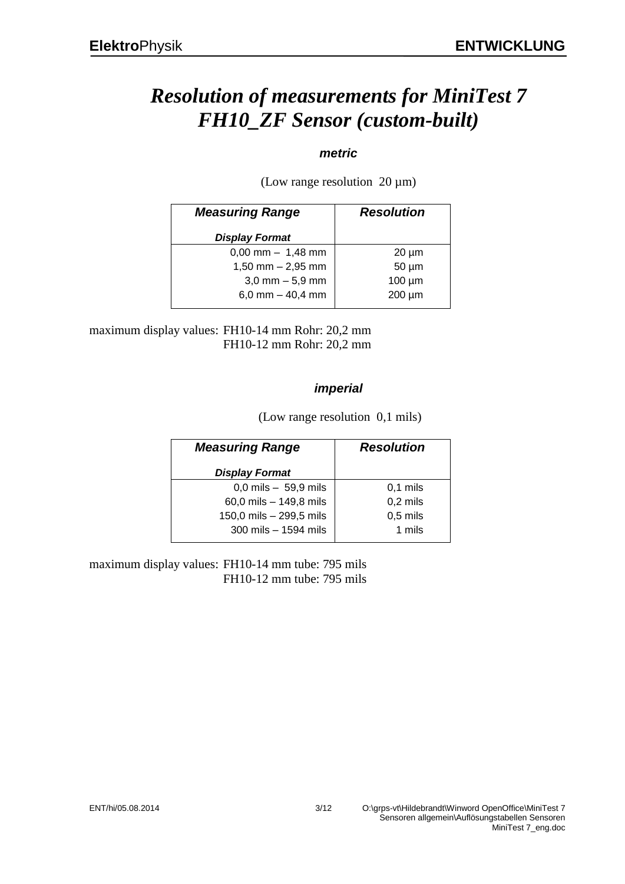# *Resolution of measurements for MiniTest 7 FH10_ZF Sensor (custom-built)*

### *metric*

(Low range resolution 20 µm)

| *Measuring Range*<br><br>*Display Format* | *Resolution* |
|---|---|
| 0,00 mm – 1,48 mm | 20 µm |
| 1,50 mm – 2,95 mm | 50 µm |
| 3,0 mm – 5,9 mm | 100 µm |
| 6,0 mm – 40,4 mm | 200 µm |

maximum display values: FH10-14 mm Rohr: 20,2 mm
FH10-12 mm Rohr: 20,2 mm

### *imperial*

(Low range resolution 0,1 mils)

| *Measuring Range*<br><br>*Display Format* | *Resolution* |
|---|---|
| 0,0 mils – 59,9 mils | 0,1 mils |
| 60,0 mils – 149,8 mils | 0,2 mils |
| 150,0 mils – 299,5 mils | 0,5 mils |
| 300 mils – 1594 mils | 1 mils |

maximum display values: FH10-14 mm tube: 795 mils
FH10-12 mm tube: 795 mils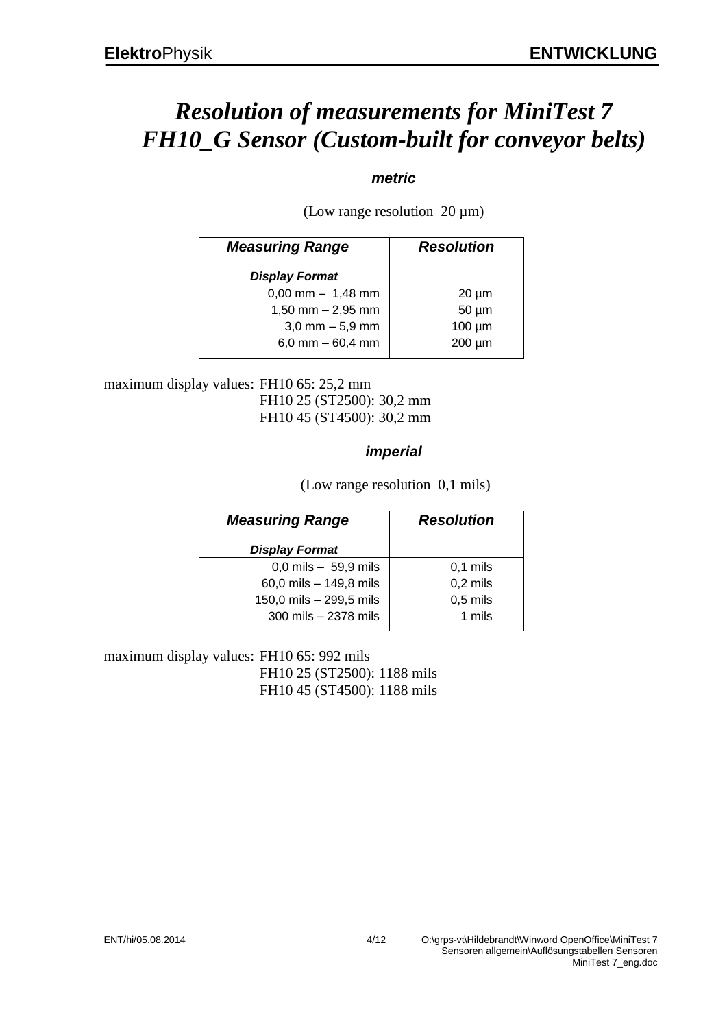# Resolution of measurements for MiniTest 7 FH10_G Sensor (Custom-built for conveyor belts)

***metric***

(Low range resolution 20 µm)

| ***Measuring Range*** <br> ***Display Format*** | ***Resolution*** |
|---|---|
| 0,00 mm – 1,48 mm | 20 µm |
| 1,50 mm – 2,95 mm | 50 µm |
| 3,0 mm – 5,9 mm | 100 µm |
| 6,0 mm – 60,4 mm | 200 µm |

maximum display values: FH10 65: 25,2 mm
FH10 25 (ST2500): 30,2 mm
FH10 45 (ST4500): 30,2 mm

***imperial***

(Low range resolution 0,1 mils)

| ***Measuring Range*** <br> ***Display Format*** | ***Resolution*** |
|---|---|
| 0,0 mils – 59,9 mils | 0,1 mils |
| 60,0 mils – 149,8 mils | 0,2 mils |
| 150,0 mils – 299,5 mils | 0,5 mils |
| 300 mils – 2378 mils | 1 mils |

maximum display values: FH10 65: 992 mils
FH10 25 (ST2500): 1188 mils
FH10 45 (ST4500): 1188 mils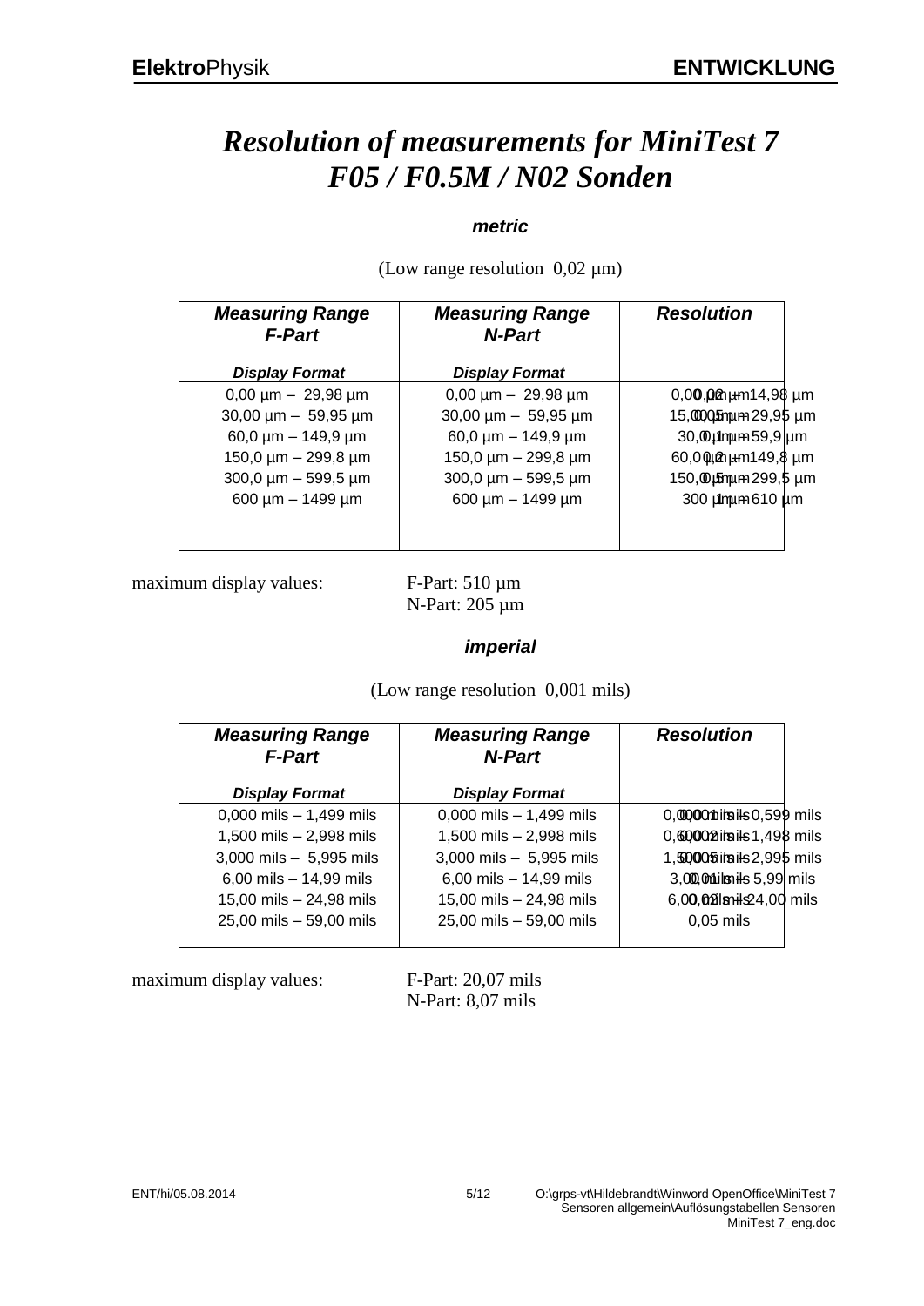# *Resolution of measurements for MiniTest 7 F05 / F0.5M / N02 Sonden*

## *metric*

(Low range resolution 0,02 µm)

| ***Measuring Range F-Part*** | ***Measuring Range N-Part*** | ***Resolution*** |
|---|---|---|
| ***Display Format*** | ***Display Format*** | |
| 0,00 µm – 29,98 µm | 0,00 µm – 29,98 µm | 0,02 µm 0,00 µm – 14,98 µm |
| 30,00 µm – 59,95 µm | 30,00 µm – 59,95 µm | 0,05 µm 15,00 µm – 29,95 µm |
| 60,0 µm – 149,9 µm | 60,0 µm – 149,9 µm | 0,1 µm 30,0 µm – 59,9 µm |
| 150,0 µm – 299,8 µm | 150,0 µm – 299,8 µm | 0,2 µm 60,0 µm – 149,8 µm |
| 300,0 µm – 599,5 µm | 300,0 µm – 599,5 µm | 0,5 µm 150,0 µm – 299,5 µm |
| 600 µm – 1499 µm | 600 µm – 1499 µm | 1 µm 300 µm – 610 µm |

maximum display values: F-Part: 510 µm
N-Part: 205 µm

## *imperial*

(Low range resolution 0,001 mils)

| ***Measuring Range F-Part*** | ***Measuring Range N-Part*** | ***Resolution*** |
|---|---|---|
| ***Display Format*** | ***Display Format*** | |
| 0,000 mils – 1,499 mils | 0,000 mils – 1,499 mils | 0,001 mils 0,000 mils – 0,599 mils |
| 1,500 mils – 2,998 mils | 1,500 mils – 2,998 mils | 0,002 mils 0,600 mils – 1,498 mils |
| 3,000 mils – 5,995 mils | 3,000 mils – 5,995 mils | 0,005 mils 1,500 mils – 2,995 mils |
| 6,00 mils – 14,99 mils | 6,00 mils – 14,99 mils | 0,01 mils 3,00 mils – 5,99 mils |
| 15,00 mils – 24,98 mils | 15,00 mils – 24,98 mils | 0,02 mils 6,00 mils – 24,00 mils |
| 25,00 mils – 59,00 mils | 25,00 mils – 59,00 mils | 0,05 mils |

maximum display values: F-Part: 20,07 mils
N-Part: 8,07 mils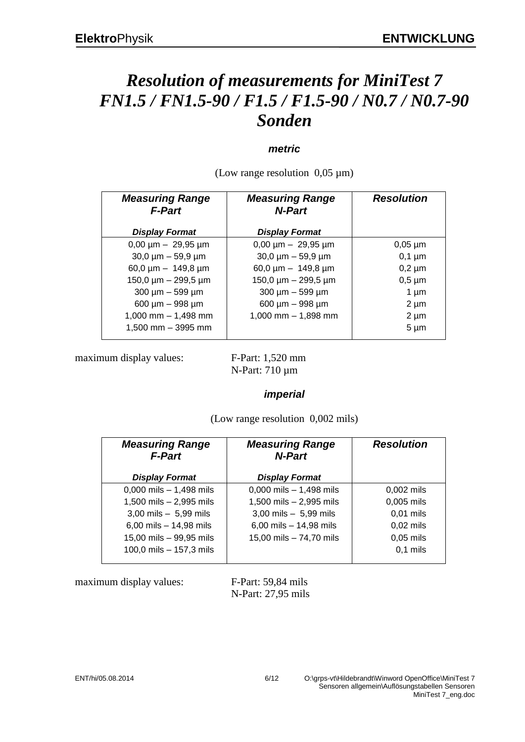# Resolution of measurements for MiniTest 7 FN1.5 / FN1.5-90 / F1.5 / F1.5-90 / N0.7 / N0.7-90 Sonden

### *metric*

(Low range resolution 0,05 µm)

| *Measuring Range F-Part* | *Measuring Range N-Part* | *Resolution* |
|---|---|---|
| *Display Format* | *Display Format* | |
| 0,00 µm – 29,95 µm | 0,00 µm – 29,95 µm | 0,05 µm |
| 30,0 µm – 59,9 µm | 30,0 µm – 59,9 µm | 0,1 µm |
| 60,0 µm – 149,8 µm | 60,0 µm – 149,8 µm | 0,2 µm |
| 150,0 µm – 299,5 µm | 150,0 µm – 299,5 µm | 0,5 µm |
| 300 µm – 599 µm | 300 µm – 599 µm | 1 µm |
| 600 µm – 998 µm | 600 µm – 998 µm | 2 µm |
| 1,000 mm – 1,498 mm | 1,000 mm – 1,898 mm | 2 µm |
| 1,500 mm – 3995 mm | | 5 µm |

maximum display values: F-Part: 1,520 mm
N-Part: 710 µm

### *imperial*

(Low range resolution 0,002 mils)

| *Measuring Range F-Part* | *Measuring Range N-Part* | *Resolution* |
|---|---|---|
| *Display Format* | *Display Format* | |
| 0,000 mils – 1,498 mils | 0,000 mils – 1,498 mils | 0,002 mils |
| 1,500 mils – 2,995 mils | 1,500 mils – 2,995 mils | 0,005 mils |
| 3,00 mils – 5,99 mils | 3,00 mils – 5,99 mils | 0,01 mils |
| 6,00 mils – 14,98 mils | 6,00 mils – 14,98 mils | 0,02 mils |
| 15,00 mils – 99,95 mils | 15,00 mils – 74,70 mils | 0,05 mils |
| 100,0 mils – 157,3 mils | | 0,1 mils |

maximum display values: F-Part: 59,84 mils
N-Part: 27,95 mils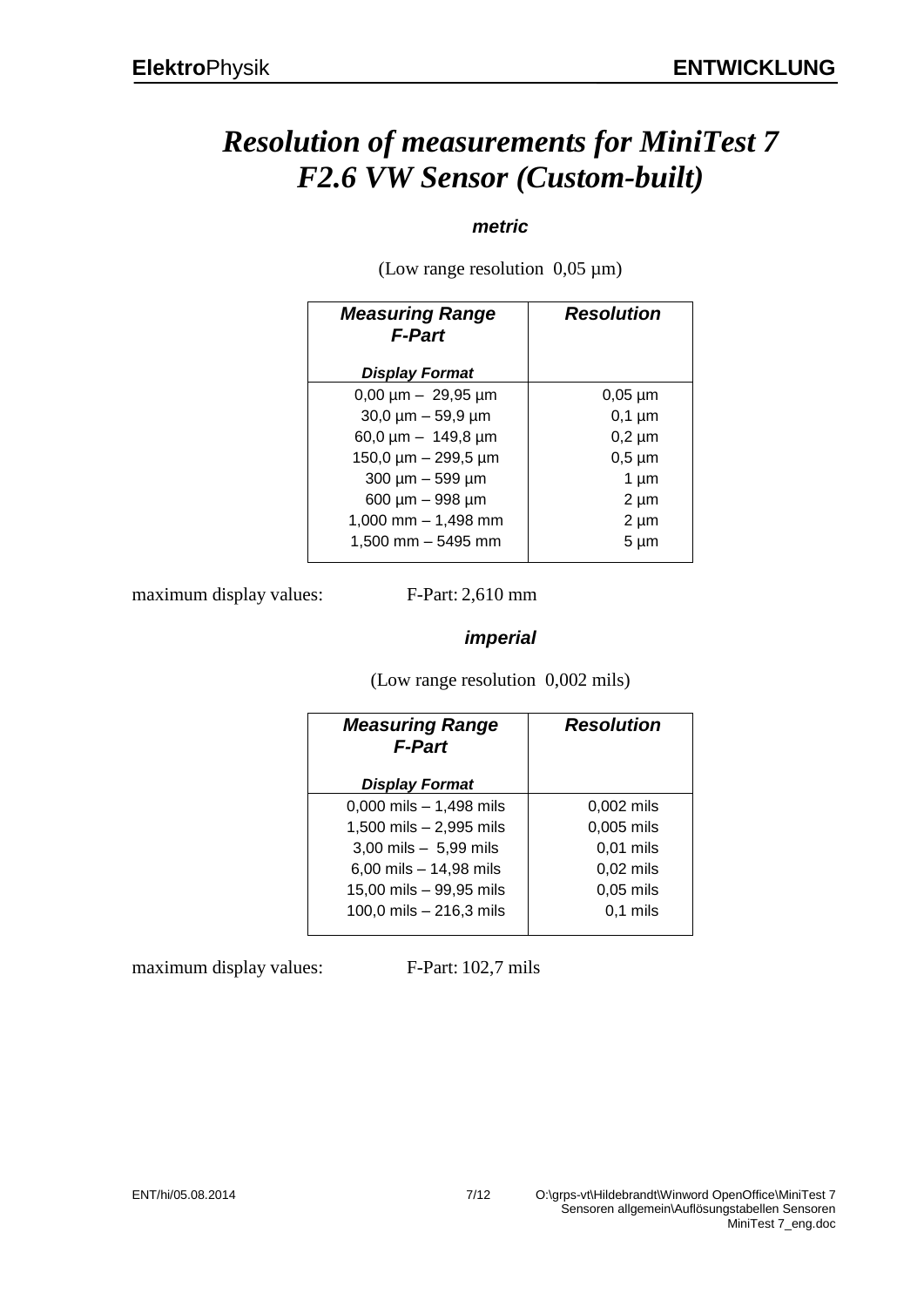# *Resolution of measurements for MiniTest 7 F2.6 VW Sensor (Custom-built)*

### *metric*

(Low range resolution 0,05 µm)

| *Measuring Range F-Part* *Display Format* | *Resolution* |
|---|---|
| 0,00 µm – 29,95 µm | 0,05 µm |
| 30,0 µm – 59,9 µm | 0,1 µm |
| 60,0 µm – 149,8 µm | 0,2 µm |
| 150,0 µm – 299,5 µm | 0,5 µm |
| 300 µm – 599 µm | 1 µm |
| 600 µm – 998 µm | 2 µm |
| 1,000 mm – 1,498 mm | 2 µm |
| 1,500 mm – 5495 mm | 5 µm |

maximum display values: F-Part: 2,610 mm

### *imperial*

(Low range resolution 0,002 mils)

| *Measuring Range F-Part* *Display Format* | *Resolution* |
|---|---|
| 0,000 mils – 1,498 mils | 0,002 mils |
| 1,500 mils – 2,995 mils | 0,005 mils |
| 3,00 mils – 5,99 mils | 0,01 mils |
| 6,00 mils – 14,98 mils | 0,02 mils |
| 15,00 mils – 99,95 mils | 0,05 mils |
| 100,0 mils – 216,3 mils | 0,1 mils |

maximum display values: F-Part: 102,7 mils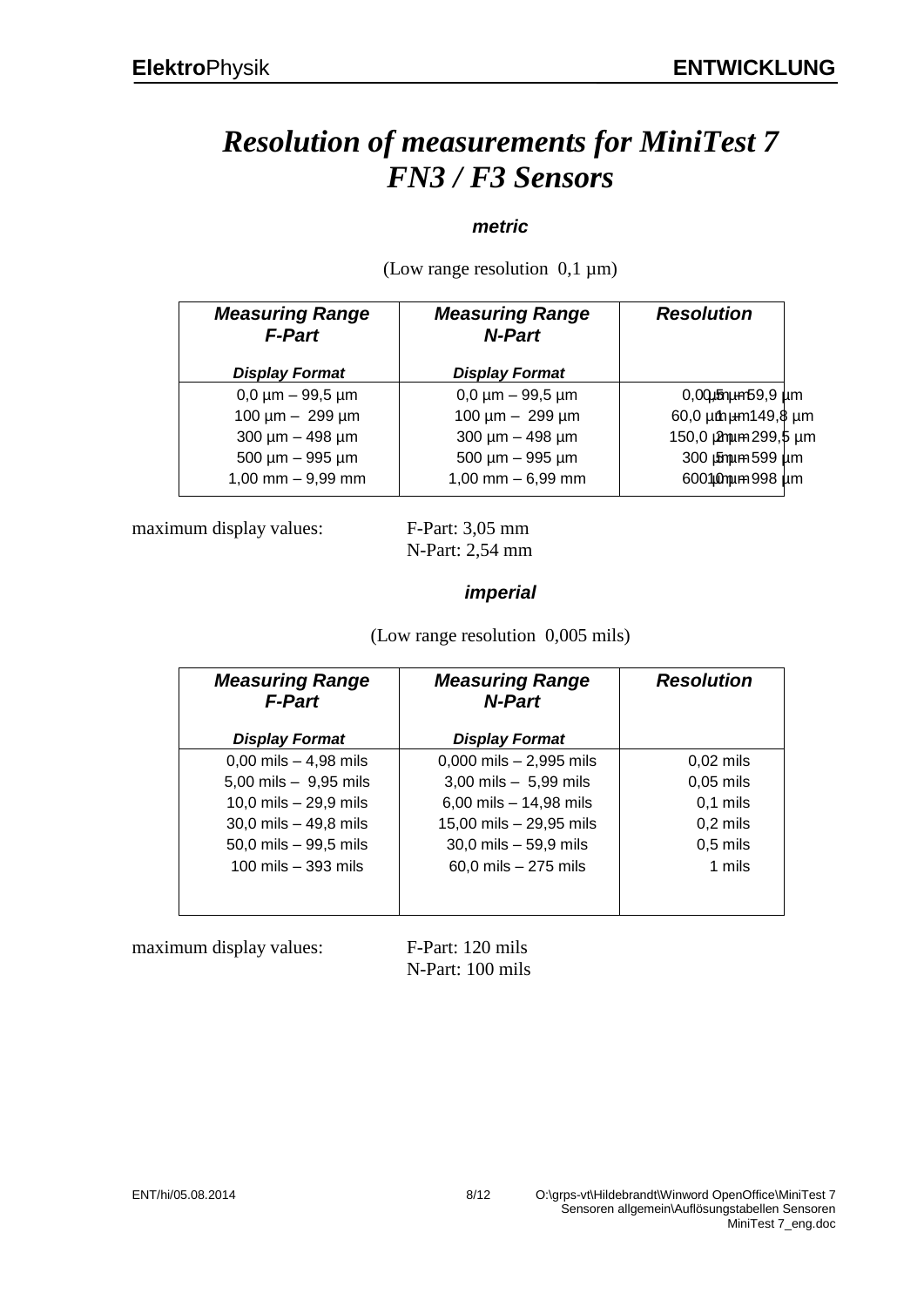# *Resolution of measurements for MiniTest 7 FN3 / F3 Sensors*

### *metric*

(Low range resolution 0,1 µm)

| *Measuring Range F-Part* | *Measuring Range N-Part* | *Resolution* |
|---|---|---|
| *Display Format* | *Display Format* | |
| 0,0 µm – 99,5 µm | 0,0 µm – 99,5 µm | 0,5 µm 0,0 µm – 59,9 µm |
| 100 µm – 299 µm | 100 µm – 299 µm | 1 µm 60,0 µm – 149,8 µm |
| 300 µm – 498 µm | 300 µm – 498 µm | 2 µm 150,0 µm – 299,5 µm |
| 500 µm – 995 µm | 500 µm – 995 µm | 5 µm 300 µm – 599 µm |
| 1,00 mm – 9,99 mm | 1,00 mm – 6,99 mm | 10 µm 600 µm – 998 µm |

maximum display values: F-Part: 3,05 mm
N-Part: 2,54 mm

### *imperial*

(Low range resolution 0,005 mils)

| *Measuring Range F-Part* | *Measuring Range N-Part* | *Resolution* |
|---|---|---|
| *Display Format* | *Display Format* | |
| 0,00 mils – 4,98 mils | 0,000 mils – 2,995 mils | 0,02 mils |
| 5,00 mils – 9,95 mils | 3,00 mils – 5,99 mils | 0,05 mils |
| 10,0 mils – 29,9 mils | 6,00 mils – 14,98 mils | 0,1 mils |
| 30,0 mils – 49,8 mils | 15,00 mils – 29,95 mils | 0,2 mils |
| 50,0 mils – 99,5 mils | 30,0 mils – 59,9 mils | 0,5 mils |
| 100 mils – 393 mils | 60,0 mils – 275 mils | 1 mils |

maximum display values: F-Part: 120 mils
N-Part: 100 mils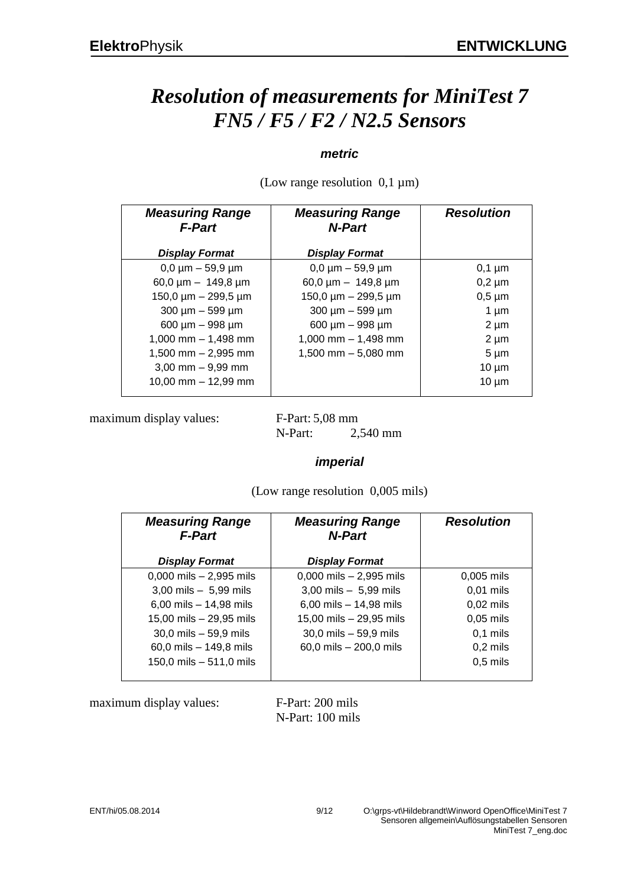# *Resolution of measurements for MiniTest 7 FN5 / F5 / F2 / N2.5 Sensors*

### *metric*

(Low range resolution 0,1 µm)

| ***Measuring Range F-Part*** <br> ***Display Format*** | ***Measuring Range N-Part*** <br> ***Display Format*** | ***Resolution*** |
|---|---|---|
| 0,0 µm – 59,9 µm | 0,0 µm – 59,9 µm | 0,1 µm |
| 60,0 µm – 149,8 µm | 60,0 µm – 149,8 µm | 0,2 µm |
| 150,0 µm – 299,5 µm | 150,0 µm – 299,5 µm | 0,5 µm |
| 300 µm – 599 µm | 300 µm – 599 µm | 1 µm |
| 600 µm – 998 µm | 600 µm – 998 µm | 2 µm |
| 1,000 mm – 1,498 mm | 1,000 mm – 1,498 mm | 2 µm |
| 1,500 mm – 2,995 mm | 1,500 mm – 5,080 mm | 5 µm |
| 3,00 mm – 9,99 mm | | 10 µm |
| 10,00 mm – 12,99 mm | | 10 µm |

maximum display values: F-Part: 5,08 mm
N-Part: 2,540 mm

### *imperial*

(Low range resolution 0,005 mils)

| ***Measuring Range F-Part*** <br> ***Display Format*** | ***Measuring Range N-Part*** <br> ***Display Format*** | ***Resolution*** |
|---|---|---|
| 0,000 mils – 2,995 mils | 0,000 mils – 2,995 mils | 0,005 mils |
| 3,00 mils – 5,99 mils | 3,00 mils – 5,99 mils | 0,01 mils |
| 6,00 mils – 14,98 mils | 6,00 mils – 14,98 mils | 0,02 mils |
| 15,00 mils – 29,95 mils | 15,00 mils – 29,95 mils | 0,05 mils |
| 30,0 mils – 59,9 mils | 30,0 mils – 59,9 mils | 0,1 mils |
| 60,0 mils – 149,8 mils | 60,0 mils – 200,0 mils | 0,2 mils |
| 150,0 mils – 511,0 mils | | 0,5 mils |

maximum display values: F-Part: 200 mils
N-Part: 100 mils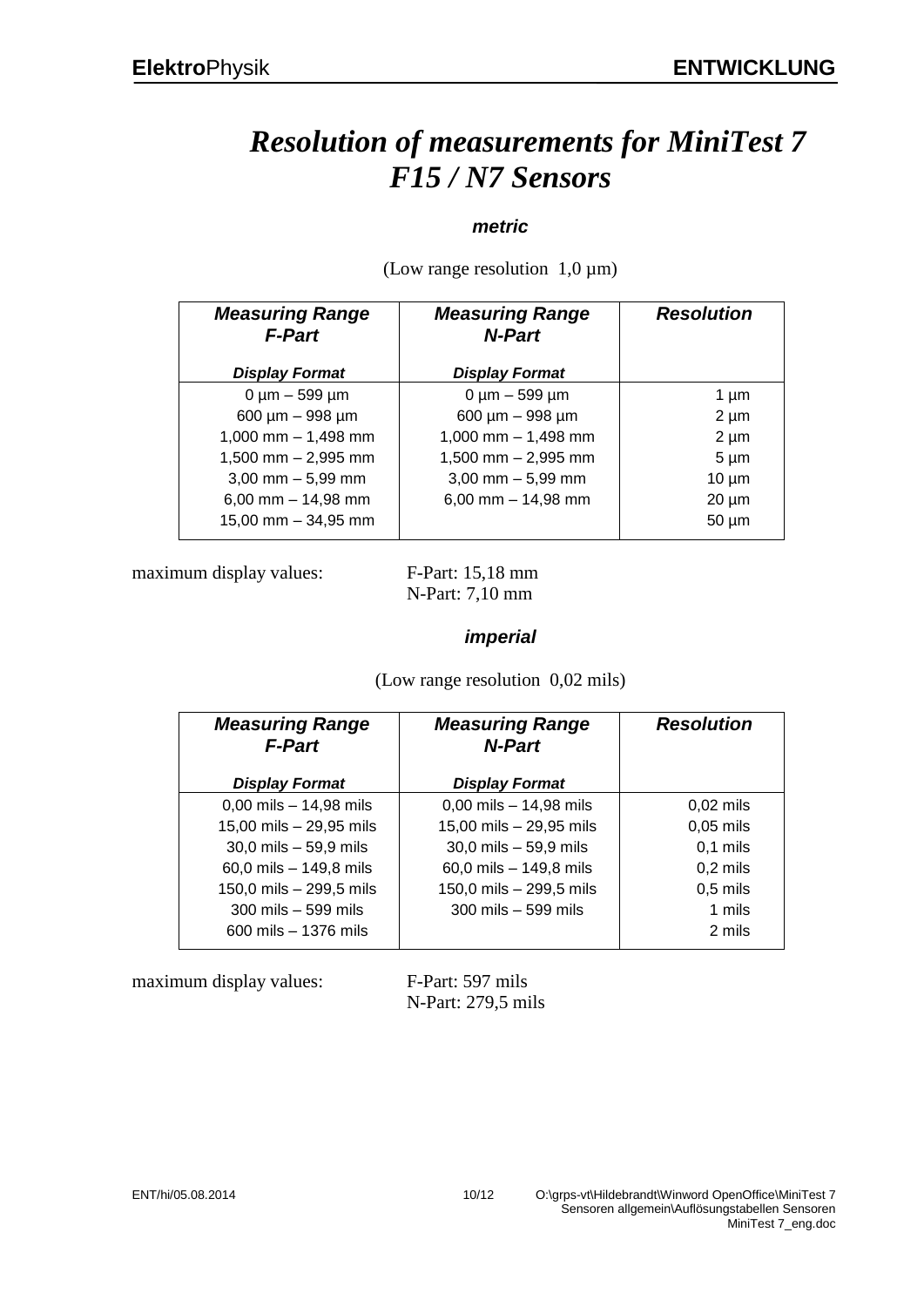# *Resolution of measurements for MiniTest 7 F15 / N7 Sensors*

### *metric*

(Low range resolution 1,0 µm)

| ***Measuring Range F-Part*** <br> ***Display Format*** | ***Measuring Range N-Part*** <br> ***Display Format*** | ***Resolution*** |
|---|---|---|
| 0 µm – 599 µm | 0 µm – 599 µm | 1 µm |
| 600 µm – 998 µm | 600 µm – 998 µm | 2 µm |
| 1,000 mm – 1,498 mm | 1,000 mm – 1,498 mm | 2 µm |
| 1,500 mm – 2,995 mm | 1,500 mm – 2,995 mm | 5 µm |
| 3,00 mm – 5,99 mm | 3,00 mm – 5,99 mm | 10 µm |
| 6,00 mm – 14,98 mm | 6,00 mm – 14,98 mm | 20 µm |
| 15,00 mm – 34,95 mm | | 50 µm |

maximum display values: F-Part: 15,18 mm
N-Part: 7,10 mm

### *imperial*

(Low range resolution 0,02 mils)

| ***Measuring Range F-Part*** <br> ***Display Format*** | ***Measuring Range N-Part*** <br> ***Display Format*** | ***Resolution*** |
|---|---|---|
| 0,00 mils – 14,98 mils | 0,00 mils – 14,98 mils | 0,02 mils |
| 15,00 mils – 29,95 mils | 15,00 mils – 29,95 mils | 0,05 mils |
| 30,0 mils – 59,9 mils | 30,0 mils – 59,9 mils | 0,1 mils |
| 60,0 mils – 149,8 mils | 60,0 mils – 149,8 mils | 0,2 mils |
| 150,0 mils – 299,5 mils | 150,0 mils – 299,5 mils | 0,5 mils |
| 300 mils – 599 mils | 300 mils – 599 mils | 1 mils |
| 600 mils – 1376 mils | | 2 mils |

maximum display values: F-Part: 597 mils
N-Part: 279,5 mils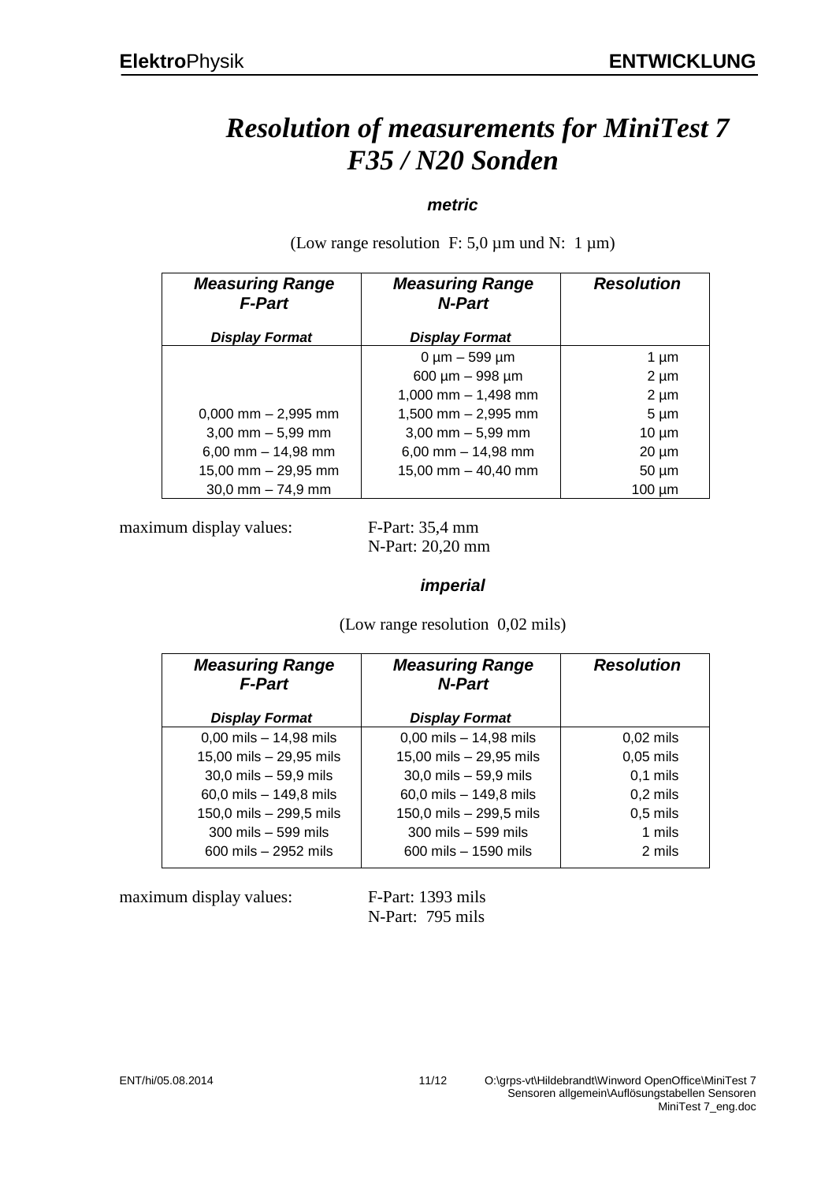# *Resolution of measurements for MiniTest 7 F35 / N20 Sonden*

### *metric*

(Low range resolution F: 5,0 µm und N: 1 µm)

| *Measuring Range F-Part* <br> *Display Format* | *Measuring Range N-Part* <br> *Display Format* | *Resolution* |
|---|---|---|
| | 0 µm – 599 µm | 1 µm |
| | 600 µm – 998 µm | 2 µm |
| | 1,000 mm – 1,498 mm | 2 µm |
| 0,000 mm – 2,995 mm | 1,500 mm – 2,995 mm | 5 µm |
| 3,00 mm – 5,99 mm | 3,00 mm – 5,99 mm | 10 µm |
| 6,00 mm – 14,98 mm | 6,00 mm – 14,98 mm | 20 µm |
| 15,00 mm – 29,95 mm | 15,00 mm – 40,40 mm | 50 µm |
| 30,0 mm – 74,9 mm | | 100 µm |

maximum display values: F-Part: 35,4 mm
N-Part: 20,20 mm

### *imperial*

(Low range resolution 0,02 mils)

| *Measuring Range F-Part* <br> *Display Format* | *Measuring Range N-Part* <br> *Display Format* | *Resolution* |
|---|---|---|
| 0,00 mils – 14,98 mils | 0,00 mils – 14,98 mils | 0,02 mils |
| 15,00 mils – 29,95 mils | 15,00 mils – 29,95 mils | 0,05 mils |
| 30,0 mils – 59,9 mils | 30,0 mils – 59,9 mils | 0,1 mils |
| 60,0 mils – 149,8 mils | 60,0 mils – 149,8 mils | 0,2 mils |
| 150,0 mils – 299,5 mils | 150,0 mils – 299,5 mils | 0,5 mils |
| 300 mils – 599 mils | 300 mils – 599 mils | 1 mils |
| 600 mils – 2952 mils | 600 mils – 1590 mils | 2 mils |

maximum display values: F-Part: 1393 mils
N-Part: 795 mils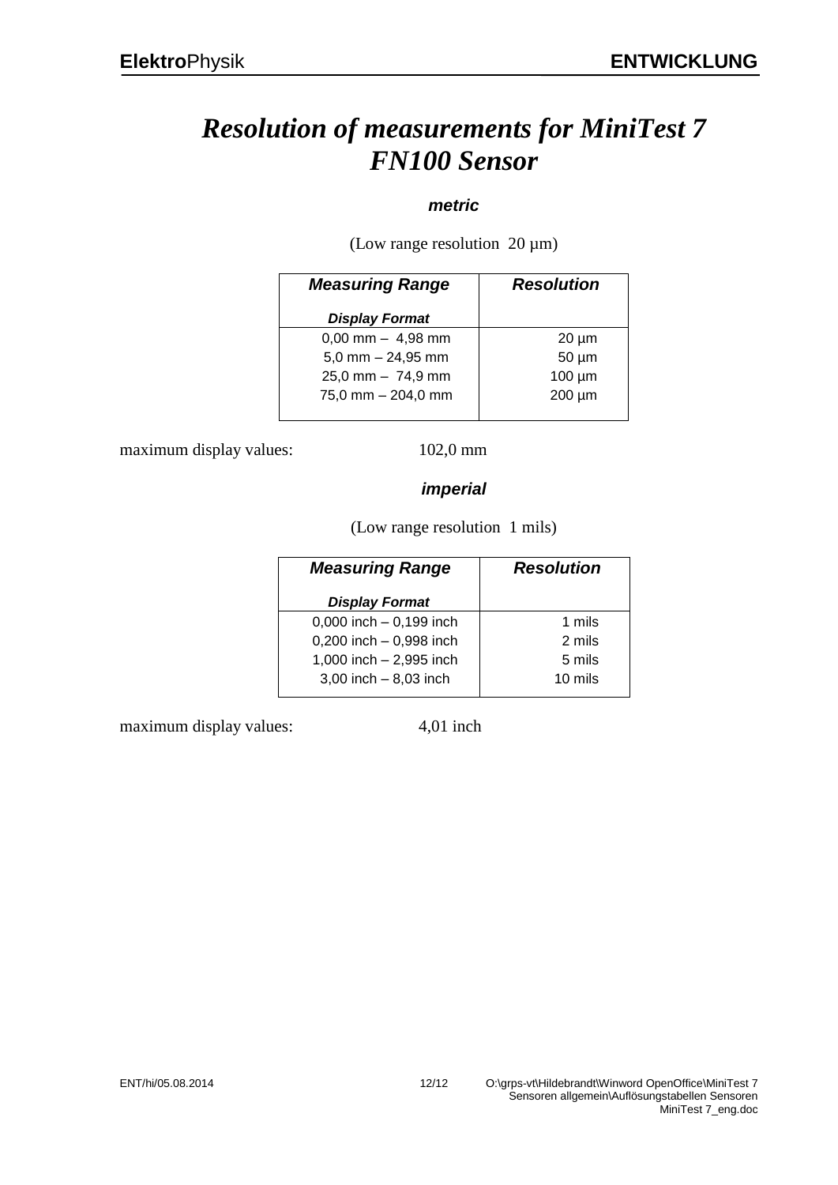# *Resolution of measurements for MiniTest 7 FN100 Sensor*

### *metric*

(Low range resolution 20 µm)

| *Measuring Range* *Display Format* | *Resolution* |
|---|---|
| 0,00 mm – 4,98 mm | 20 µm |
| 5,0 mm – 24,95 mm | 50 µm |
| 25,0 mm – 74,9 mm | 100 µm |
| 75,0 mm – 204,0 mm | 200 µm |

maximum display values: 102,0 mm

### *imperial*

(Low range resolution 1 mils)

| *Measuring Range* *Display Format* | *Resolution* |
|---|---|
| 0,000 inch – 0,199 inch | 1 mils |
| 0,200 inch – 0,998 inch | 2 mils |
| 1,000 inch – 2,995 inch | 5 mils |
| 3,00 inch – 8,03 inch | 10 mils |

maximum display values: 4,01 inch